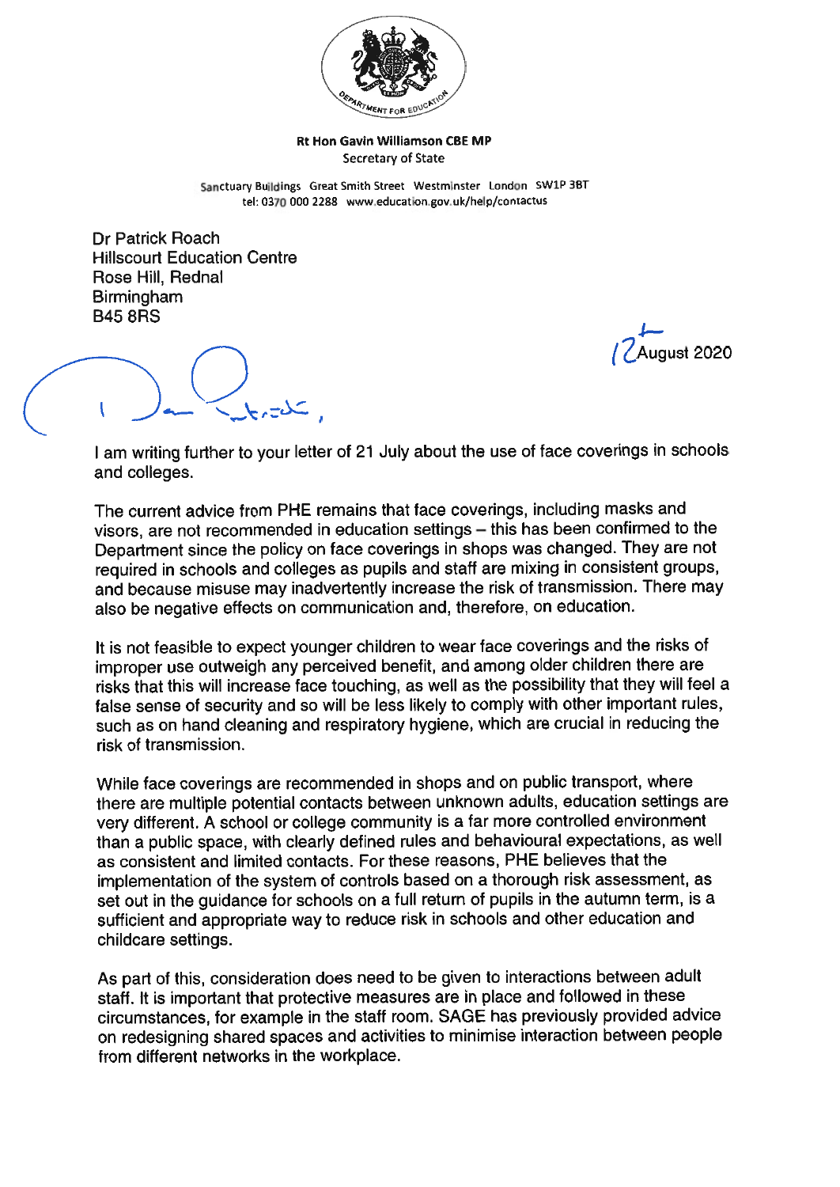**Rt Hon Gavin Williamson CBE MP**
Secretary of State

Sanctuary Buildings Great Smith Street Westminster London SW1P 3BT
tel: 0370 000 2288 www.education.gov.uk/help/contactus

Dr Patrick Roach
Hillscourt Education Centre
Rose Hill, Rednal
Birmingham
B45 8RS

12 August 2020

Dear Patrick,

I am writing further to your letter of 21 July about the use of face coverings in schools and colleges.

The current advice from PHE remains that face coverings, including masks and visors, are not recommended in education settings – this has been confirmed to the Department since the policy on face coverings in shops was changed. They are not required in schools and colleges as pupils and staff are mixing in consistent groups, and because misuse may inadvertently increase the risk of transmission. There may also be negative effects on communication and, therefore, on education.

It is not feasible to expect younger children to wear face coverings and the risks of improper use outweigh any perceived benefit, and among older children there are risks that this will increase face touching, as well as the possibility that they will feel a false sense of security and so will be less likely to comply with other important rules, such as on hand cleaning and respiratory hygiene, which are crucial in reducing the risk of transmission.

While face coverings are recommended in shops and on public transport, where there are multiple potential contacts between unknown adults, education settings are very different. A school or college community is a far more controlled environment than a public space, with clearly defined rules and behavioural expectations, as well as consistent and limited contacts. For these reasons, PHE believes that the implementation of the system of controls based on a thorough risk assessment, as set out in the guidance for schools on a full return of pupils in the autumn term, is a sufficient and appropriate way to reduce risk in schools and other education and childcare settings.

As part of this, consideration does need to be given to interactions between adult staff. It is important that protective measures are in place and followed in these circumstances, for example in the staff room. SAGE has previously provided advice on redesigning shared spaces and activities to minimise interaction between people from different networks in the workplace.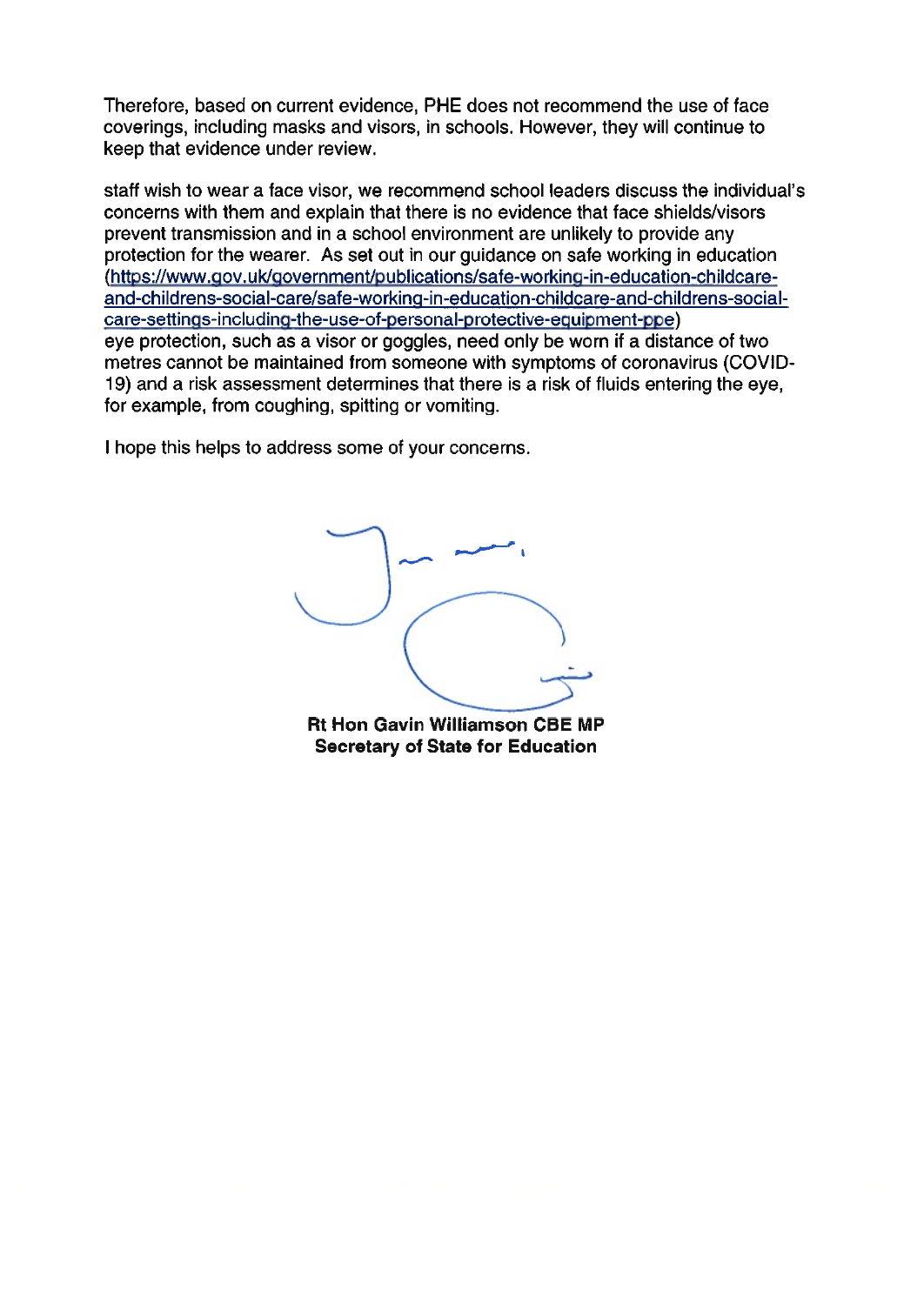Therefore, based on current evidence, PHE does not recommend the use of face coverings, including masks and visors, in schools. However, they will continue to keep that evidence under review.

staff wish to wear a face visor, we recommend school leaders discuss the individual's concerns with them and explain that there is no evidence that face shields/visors prevent transmission and in a school environment are unlikely to provide any protection for the wearer. As set out in our guidance on safe working in education (https://www.gov.uk/government/publications/safe-working-in-education-childcare-and-childrens-social-care/safe-working-in-education-childcare-and-childrens-social-care-settings-including-the-use-of-personal-protective-equipment-ppe) eye protection, such as a visor or goggles, need only be worn if a distance of two metres cannot be maintained from someone with symptoms of coronavirus (COVID-19) and a risk assessment determines that there is a risk of fluids entering the eye, for example, from coughing, spitting or vomiting.

I hope this helps to address some of your concerns.

**Rt Hon Gavin Williamson CBE MP**
**Secretary of State for Education**